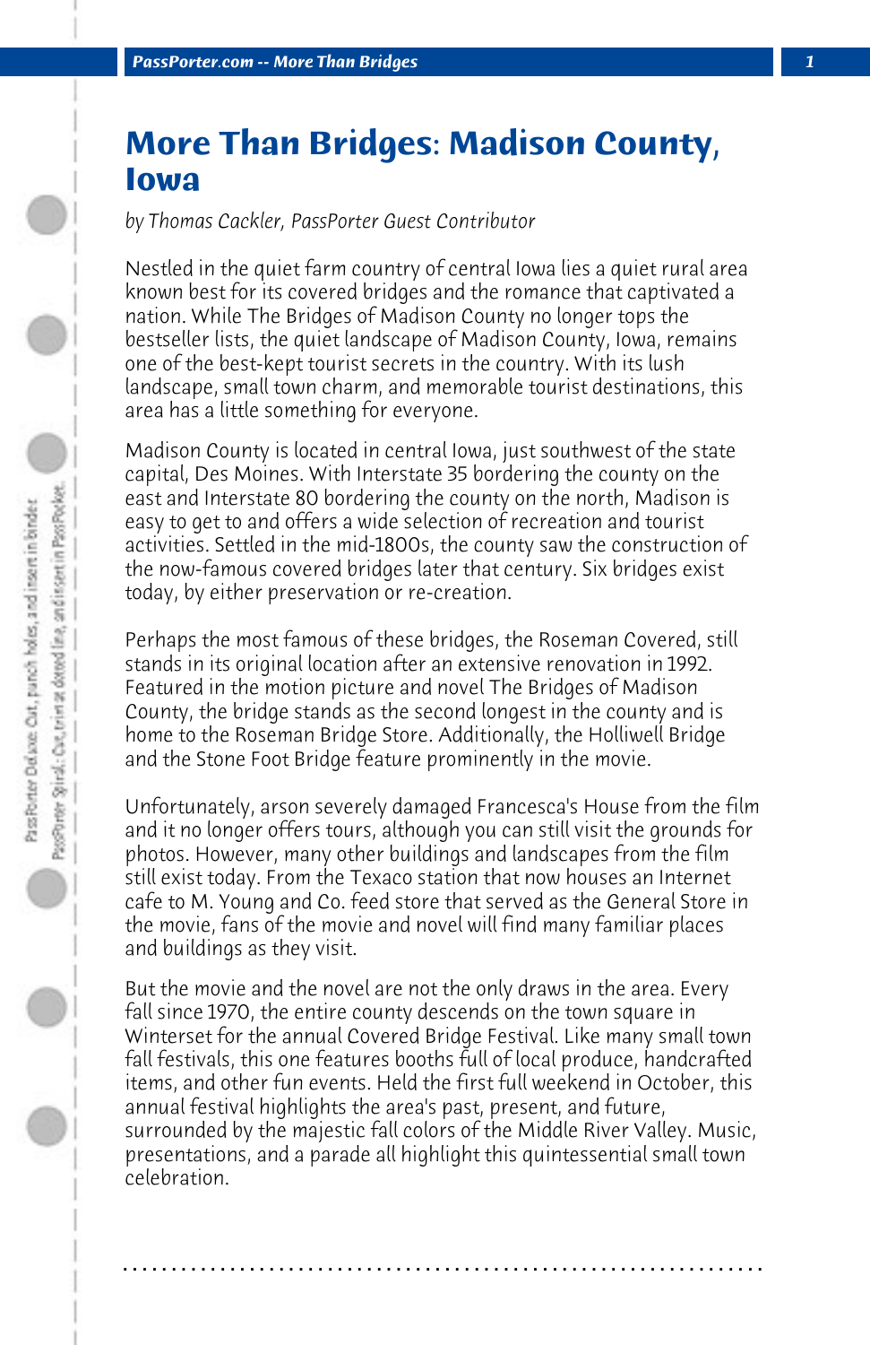# More Than Bridges: Madison County, Iowa

*by Thomas Cackler, PassPorter Guest Contributor*

Nestled in the quiet farm country of central Iowa lies a quiet rural area known best for its covered bridges and the romance that captivated a nation. While The Bridges of Madison County no longer tops the bestseller lists, the quiet landscape of Madison County, Iowa, remains one of the best-kept tourist secrets in the country. With its lush landscape, small town charm, and memorable tourist destinations, this area has a little something for everyone.

Madison County is located in central Iowa, just southwest of the state capital, Des Moines. With Interstate 35 bordering the county on the east and Interstate 80 bordering the county on the north, Madison is easy to get to and offers a wide selection of recreation and tourist activities. Settled in the mid-1800s, the county saw the construction of the now-famous covered bridges later that century. Six bridges exist today, by either preservation or re-creation.

Perhaps the most famous of these bridges, the Roseman Covered, still stands in its original location after an extensive renovation in 1992. Featured in the motion picture and novel The Bridges of Madison County, the bridge stands as the second longest in the county and is home to the Roseman Bridge Store. Additionally, the Holliwell Bridge and the Stone Foot Bridge feature prominently in the movie.

Unfortunately, arson severely damaged Francesca's House from the film and it no longer offers tours, although you can still visit the grounds for photos. However, many other buildings and landscapes from the film still exist today. From the Texaco station that now houses an Internet cafe to M. Young and Co. feed store that served as the General Store in the movie, fans of the movie and novel will find many familiar places and buildings as they visit.

But the movie and the novel are not the only draws in the area. Every fall since 1970, the entire county descends on the town square in Winterset for the annual Covered Bridge Festival. Like many small town fall festivals, this one features booths full of local produce, handcrafted items, and other fun events. Held the first full weekend in October, this annual festival highlights the area's past, present, and future, surrounded by the majestic fall colors of the Middle River Valley. Music, presentations, and a parade all highlight this quintessential small town celebration.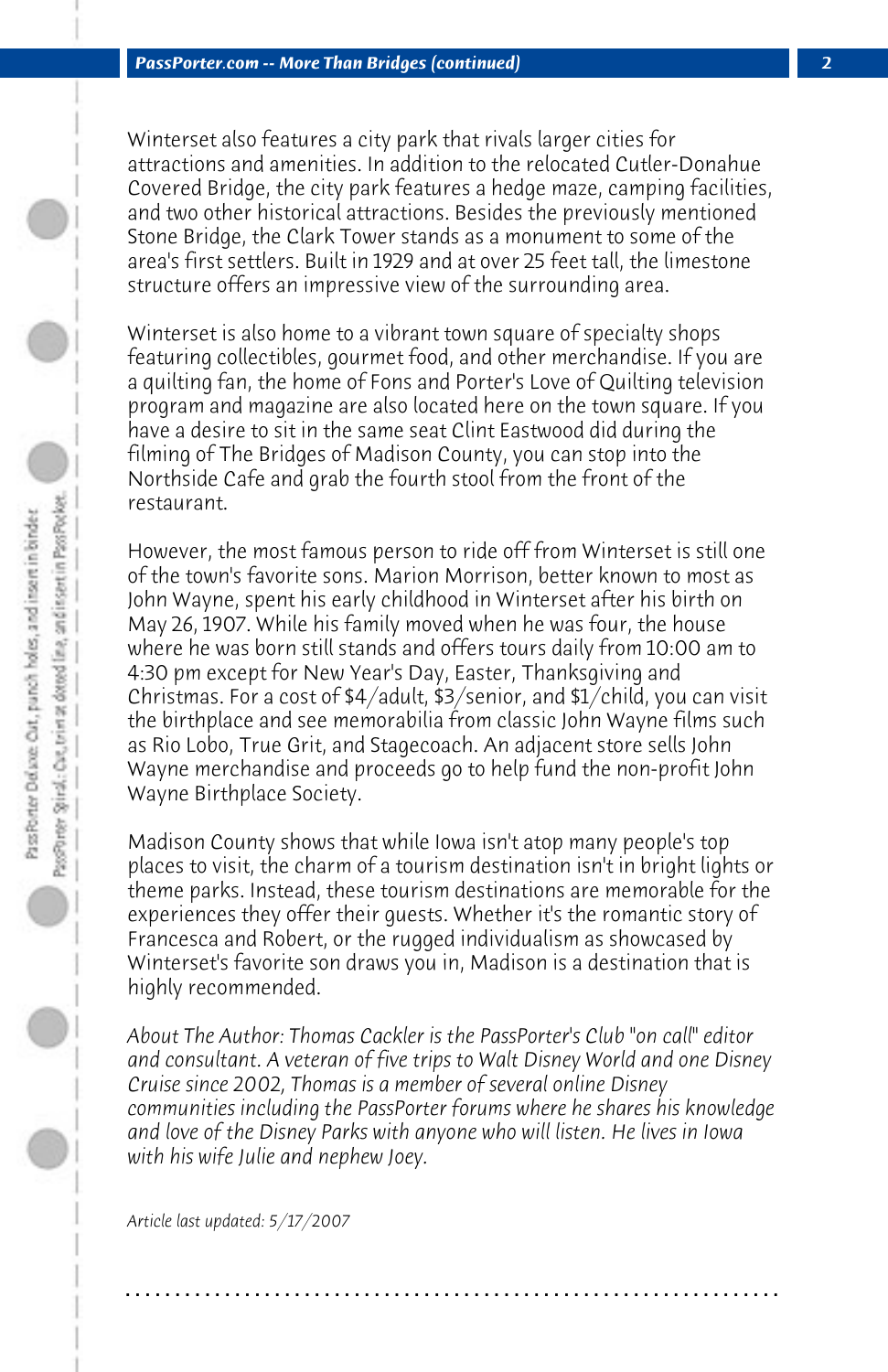Winterset also features a city park that rivals larger cities for attractions and amenities. In addition to the relocated Cutler-Donahue Covered Bridge, the city park features a hedge maze, camping facilities, and two other historical attractions. Besides the previously mentioned Stone Bridge, the Clark Tower stands as a monument to some of the area's first settlers. Built in 1929 and at over 25 feet tall, the limestone structure offers an impressive view of the surrounding area.

Winterset is also home to a vibrant town square of specialty shops featuring collectibles, gourmet food, and other merchandise. If you are a quilting fan, the home of Fons and Porter's Love of Quilting television program and magazine are also located here on the town square. If you have a desire to sit in the same seat Clint Eastwood did during the filming of The Bridges of Madison County, you can stop into the Northside Cafe and grab the fourth stool from the front of the restaurant.

However, the most famous person to ride off from Winterset is still one of the town's favorite sons. Marion Morrison, better known to most as John Wayne, spent his early childhood in Winterset after his birth on May 26, 1907. While his family moved when he was four, the house where he was born still stands and offers tours daily from 10:00 am to 4:30 pm except for New Year's Day, Easter, Thanksgiving and Christmas. For a cost of $4/adult, $3/senior, and $1/child, you can visit the birthplace and see memorabilia from classic John Wayne films such as Rio Lobo, True Grit, and Stagecoach. An adjacent store sells John Wayne merchandise and proceeds go to help fund the non-profit John Wayne Birthplace Society.

Madison County shows that while Iowa isn't atop many people's top places to visit, the charm of a tourism destination isn't in bright lights or theme parks. Instead, these tourism destinations are memorable for the experiences they offer their guests. Whether it's the romantic story of Francesca and Robert, or the rugged individualism as showcased by Winterset's favorite son draws you in, Madison is a destination that is highly recommended.

*About The Author: Thomas Cackler is the PassPorter's Club "on call" editor and consultant. A veteran of five trips to Walt Disney World and one Disney Cruise since 2002, Thomas is a member of several online Disney communities including the PassPorter forums where he shares his knowledge and love of the Disney Parks with anyone who will listen. He lives in Iowa with his wife Julie and nephew Joey.*

*Article last updated: 5/17/2007*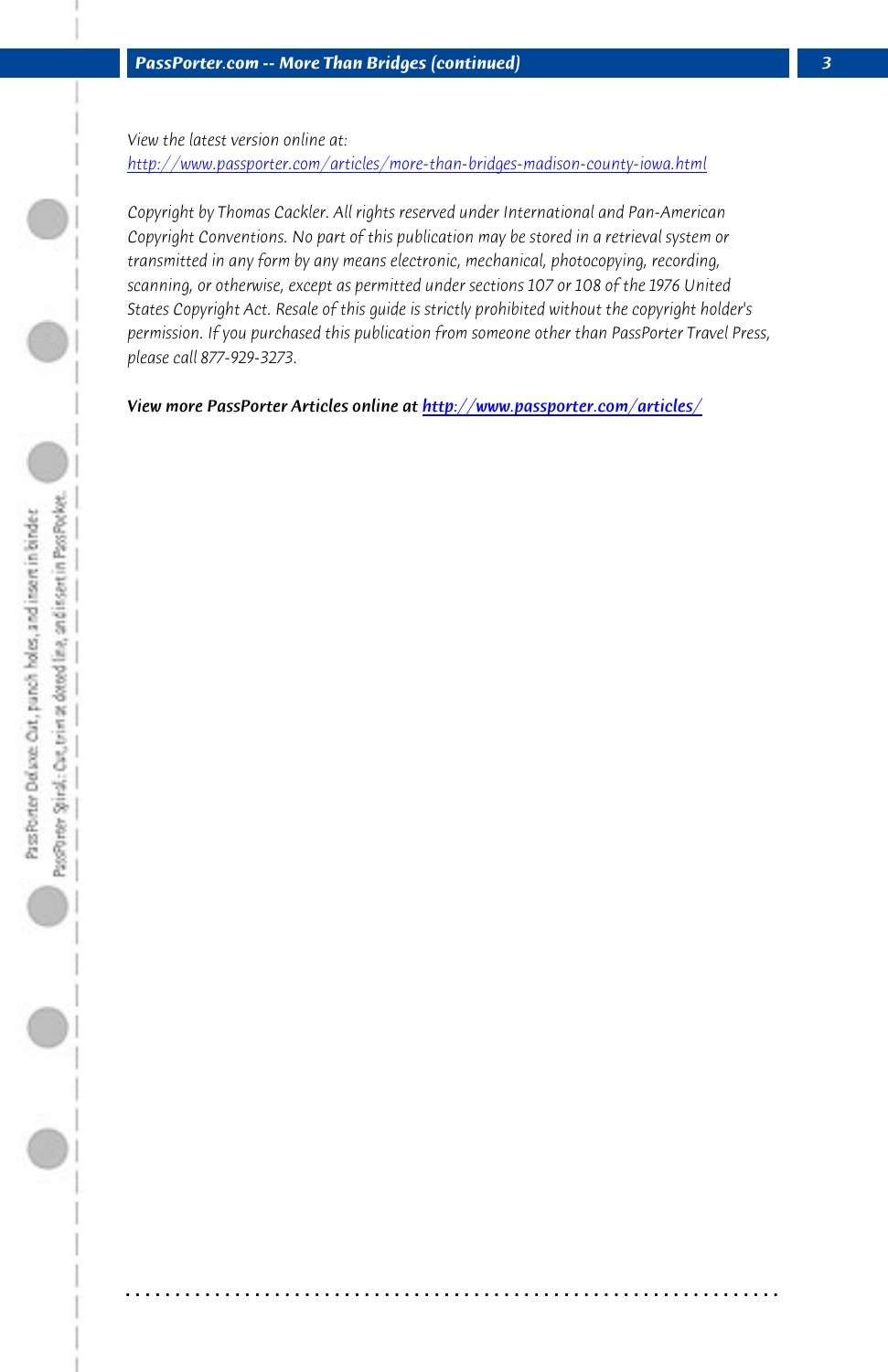*View the latest version online at:*
*[http://www.passporter.com/articles/more-than-bridges-madison-county-iowa.html](http://www.passporter.com/articles/more-than-bridges-madison-county-iowa.html)*

*Copyright by Thomas Cackler. All rights reserved under International and Pan-American Copyright Conventions. No part of this publication may be stored in a retrieval system or transmitted in any form by any means electronic, mechanical, photocopying, recording, scanning, or otherwise, except as permitted under sections 107 or 108 of the 1976 United States Copyright Act. Resale of this guide is strictly prohibited without the copyright holder's permission. If you purchased this publication from someone other than PassPorter Travel Press, please call 877-929-3273.*

**View more PassPorter Articles online at [http://www.passporter.com/articles/](http://www.passporter.com/articles/)**